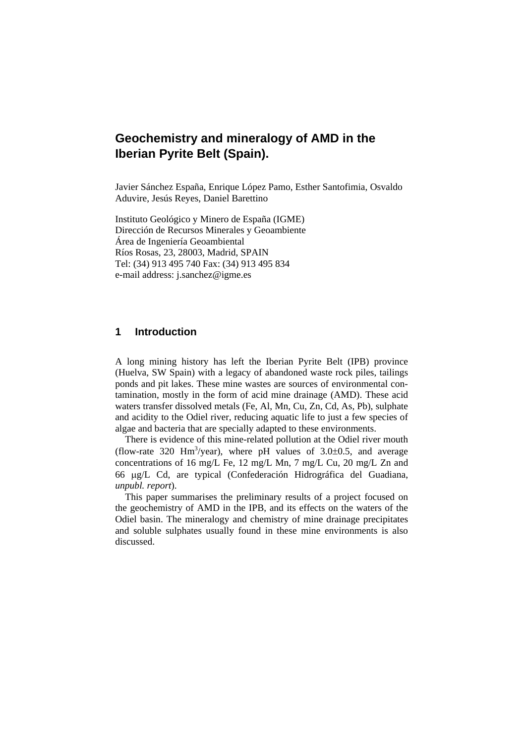# Geochemistry and mineralogy of AMD in the Iberian Pyrite Belt (Spain).

Javier Sánchez España, Enrique López Pamo, Esther Santofimia, Osvaldo Aduvire, Jesús Reyes, Daniel Barettino

Instituto Geológico y Minero de España (IGME)
Dirección de Recursos Minerales y Geoambiente
Área de Ingeniería Geoambiental
Ríos Rosas, 23, 28003, Madrid, SPAIN
Tel: (34) 913 495 740 Fax: (34) 913 495 834
e-mail address: j.sanchez@igme.es

## 1 Introduction

A long mining history has left the Iberian Pyrite Belt (IPB) province (Huelva, SW Spain) with a legacy of abandoned waste rock piles, tailings ponds and pit lakes. These mine wastes are sources of environmental contamination, mostly in the form of acid mine drainage (AMD). These acid waters transfer dissolved metals (Fe, Al, Mn, Cu, Zn, Cd, As, Pb), sulphate and acidity to the Odiel river, reducing aquatic life to just a few species of algae and bacteria that are specially adapted to these environments.

There is evidence of this mine-related pollution at the Odiel river mouth (flow-rate 320 $Hm^3$/year), where pH values of 3.0±0.5, and average concentrations of 16 mg/L Fe, 12 mg/L Mn, 7 mg/L Cu, 20 mg/L Zn and 66 μg/L Cd, are typical (Confederación Hidrográfica del Guadiana, *unpubl. report*).

This paper summarises the preliminary results of a project focused on the geochemistry of AMD in the IPB, and its effects on the waters of the Odiel basin. The mineralogy and chemistry of mine drainage precipitates and soluble sulphates usually found in these mine environments is also discussed.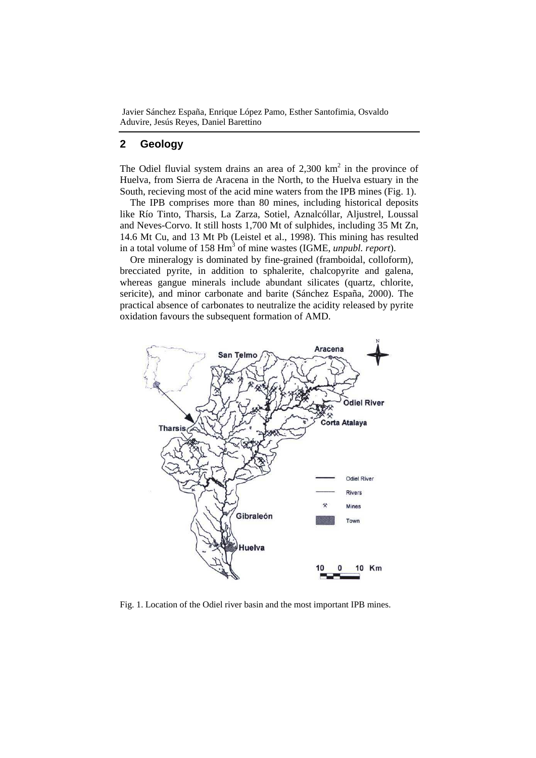## 2 Geology

The Odiel fluvial system drains an area of 2,300 km$^2$ in the province of Huelva, from Sierra de Aracena in the North, to the Huelva estuary in the South, recieving most of the acid mine waters from the IPB mines (Fig. 1).

The IPB comprises more than 80 mines, including historical deposits like Río Tinto, Tharsis, La Zarza, Sotiel, Aznalcóllar, Aljustrel, Loussal and Neves-Corvo. It still hosts 1,700 Mt of sulphides, including 35 Mt Zn, 14.6 Mt Cu, and 13 Mt Pb (Leistel et al., 1998). This mining has resulted in a total volume of 158 Hm$^3$ of mine wastes (IGME, *unpubl. report*).

Ore mineralogy is dominated by fine-grained (framboidal, colloform), brecciated pyrite, in addition to sphalerite, chalcopyrite and galena, whereas gangue minerals include abundant silicates (quartz, chlorite, sericite), and minor carbonate and barite (Sánchez España, 2000). The practical absence of carbonates to neutralize the acidity released by pyrite oxidation favours the subsequent formation of AMD.

San Telmo
Aracena
N
Odiel River
Corta Atalaya
Tharsis
Gibraleón
Huelva
Odiel River
Rivers
Mines
Town
10 0 10 Km

Fig. 1. Location of the Odiel river basin and the most important IPB mines.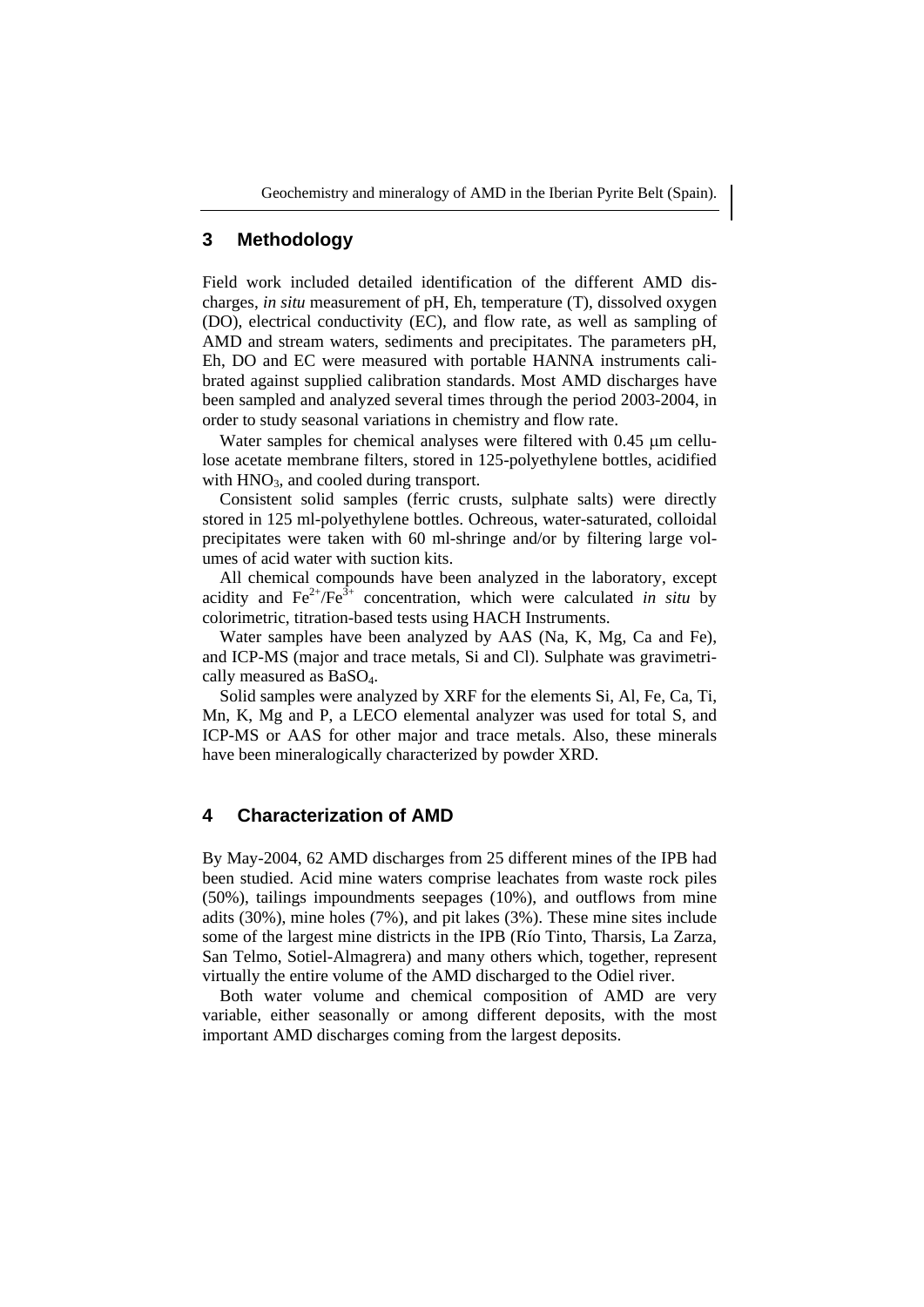## 3 Methodology

Field work included detailed identification of the different AMD discharges, *in situ* measurement of pH, Eh, temperature (T), dissolved oxygen (DO), electrical conductivity (EC), and flow rate, as well as sampling of AMD and stream waters, sediments and precipitates. The parameters pH, Eh, DO and EC were measured with portable HANNA instruments calibrated against supplied calibration standards. Most AMD discharges have been sampled and analyzed several times through the period 2003-2004, in order to study seasonal variations in chemistry and flow rate.

Water samples for chemical analyses were filtered with 0.45 μm cellulose acetate membrane filters, stored in 125-polyethylene bottles, acidified with $HNO_3$, and cooled during transport.

Consistent solid samples (ferric crusts, sulphate salts) were directly stored in 125 ml-polyethylene bottles. Ochreous, water-saturated, colloidal precipitates were taken with 60 ml-shringe and/or by filtering large volumes of acid water with suction kits.

All chemical compounds have been analyzed in the laboratory, except acidity and $Fe^{2+}/Fe^{3+}$ concentration, which were calculated *in situ* by colorimetric, titration-based tests using HACH Instruments.

Water samples have been analyzed by AAS (Na, K, Mg, Ca and Fe), and ICP-MS (major and trace metals, Si and Cl). Sulphate was gravimetrically measured as $BaSO_4$.

Solid samples were analyzed by XRF for the elements Si, Al, Fe, Ca, Ti, Mn, K, Mg and P, a LECO elemental analyzer was used for total S, and ICP-MS or AAS for other major and trace metals. Also, these minerals have been mineralogically characterized by powder XRD.

## 4 Characterization of AMD

By May-2004, 62 AMD discharges from 25 different mines of the IPB had been studied. Acid mine waters comprise leachates from waste rock piles (50%), tailings impoundments seepages (10%), and outflows from mine adits (30%), mine holes (7%), and pit lakes (3%). These mine sites include some of the largest mine districts in the IPB (Río Tinto, Tharsis, La Zarza, San Telmo, Sotiel-Almagrera) and many others which, together, represent virtually the entire volume of the AMD discharged to the Odiel river.

Both water volume and chemical composition of AMD are very variable, either seasonally or among different deposits, with the most important AMD discharges coming from the largest deposits.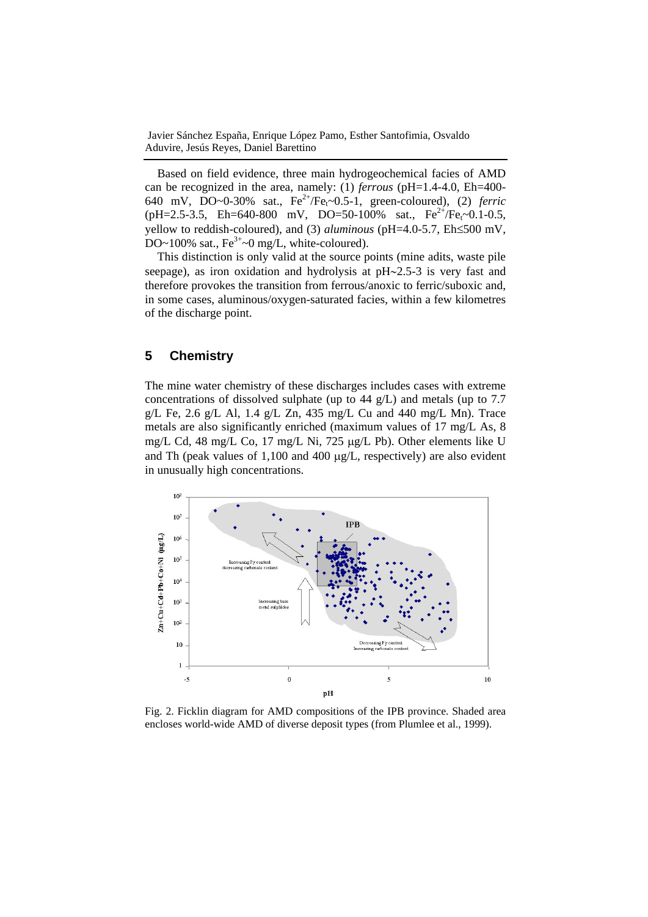Based on field evidence, three main hydrogeochemical facies of AMD can be recognized in the area, namely: (1) *ferrous* (pH=1.4-4.0, Eh=400-640 mV, DO~0-30% sat., $Fe^{2+}/Fe_t$~0.5-1, green-coloured), (2) *ferric* (pH=2.5-3.5, Eh=640-800 mV, DO=50-100% sat., $Fe^{2+}/Fe_t$~0.1-0.5, yellow to reddish-coloured), and (3) *aluminous* (pH=4.0-5.7, Eh≤500 mV, DO~100% sat., $Fe^{3+}$~0 mg/L, white-coloured).

This distinction is only valid at the source points (mine adits, waste pile seepage), as iron oxidation and hydrolysis at pH~2.5-3 is very fast and therefore provokes the transition from ferrous/anoxic to ferric/suboxic and, in some cases, aluminous/oxygen-saturated facies, within a few kilometres of the discharge point.

## 5 Chemistry

The mine water chemistry of these discharges includes cases with extreme concentrations of dissolved sulphate (up to 44 g/L) and metals (up to 7.7 g/L Fe, 2.6 g/L Al, 1.4 g/L Zn, 435 mg/L Cu and 440 mg/L Mn). Trace metals are also significantly enriched (maximum values of 17 mg/L As, 8 mg/L Cd, 48 mg/L Co, 17 mg/L Ni, 725 μg/L Pb). Other elements like U and Th (peak values of 1,100 and 400 μg/L, respectively) are also evident in unusually high concentrations.

Zn+Cu+Cd+Pb+Co+Ni (μg/L)

$10^8$
$10^7$
$10^6$
$10^5$
$10^4$
$10^3$
$10^2$
10
1

-5
0
5
10

pH

IPB

Increasing Py content
decreasing carbonate content

Increasing base
metal sulphides

Decreasing Py content
Increasing carbonate content

Fig. 2. Ficklin diagram for AMD compositions of the IPB province. Shaded area encloses world-wide AMD of diverse deposit types (from Plumlee et al., 1999).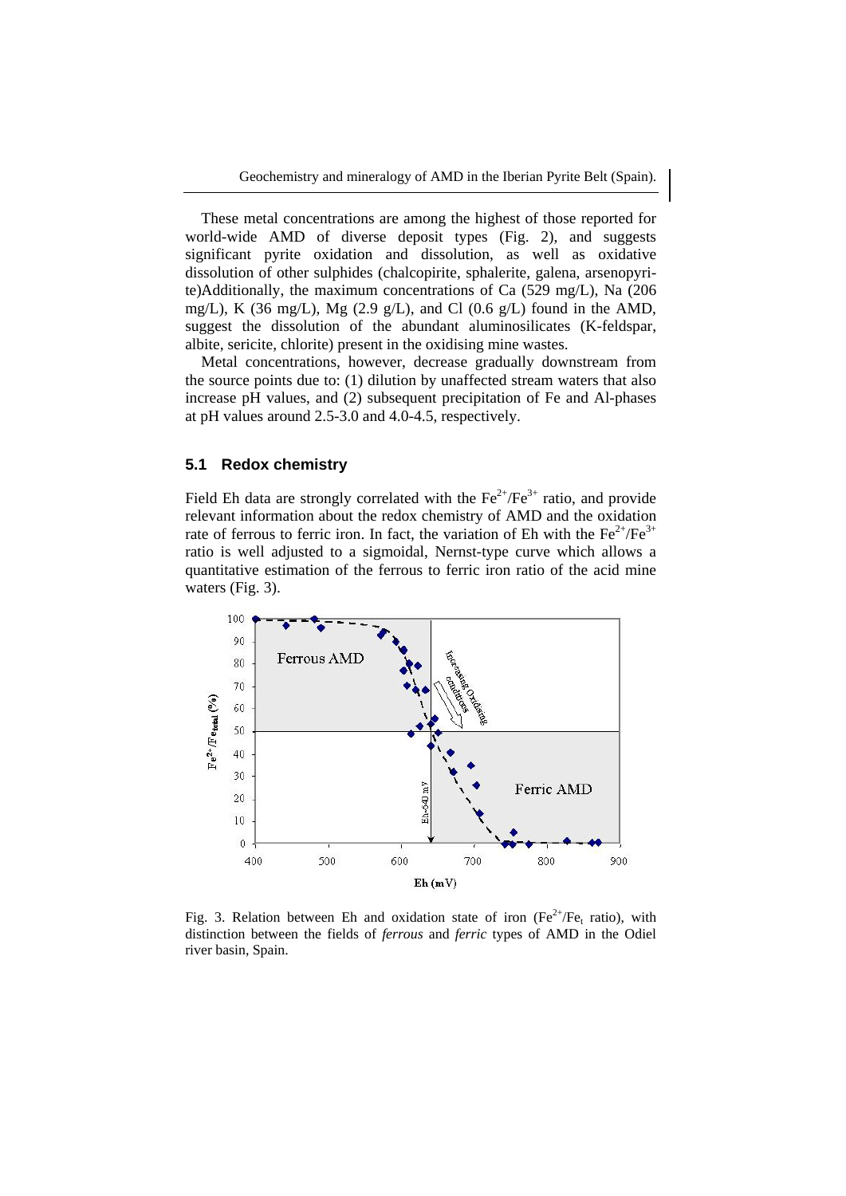These metal concentrations are among the highest of those reported for world-wide AMD of diverse deposit types (Fig. 2), and suggests significant pyrite oxidation and dissolution, as well as oxidative dissolution of other sulphides (chalcopirite, sphalerite, galena, arsenopyrite)Additionally, the maximum concentrations of Ca (529 mg/L), Na (206 mg/L), K (36 mg/L), Mg (2.9 g/L), and Cl (0.6 g/L) found in the AMD, suggest the dissolution of the abundant aluminosilicates (K-feldspar, albite, sericite, chlorite) present in the oxidising mine wastes.

Metal concentrations, however, decrease gradually downstream from the source points due to: (1) dilution by unaffected stream waters that also increase pH values, and (2) subsequent precipitation of Fe and Al-phases at pH values around 2.5-3.0 and 4.0-4.5, respectively.

### 5.1 Redox chemistry

Field Eh data are strongly correlated with the $Fe^{2+}/Fe^{3+}$ ratio, and provide relevant information about the redox chemistry of AMD and the oxidation rate of ferrous to ferric iron. In fact, the variation of Eh with the $Fe^{2+}/Fe^{3+}$ ratio is well adjusted to a sigmoidal, Nernst-type curve which allows a quantitative estimation of the ferrous to ferric iron ratio of the acid mine waters (Fig. 3).

$Fe^{2+}/Fe_{total}$ (%)
100
90
80
70
60
50
40
30
20
10
0
Ferrous AMD
Increasing Oxidising conditions
Eh=640 mV
Ferric AMD
400
500
600
700
800
900
Eh (mV)

Fig. 3. Relation between Eh and oxidation state of iron ($Fe^{2+}/Fe_t$ ratio), with distinction between the fields of *ferrous* and *ferric* types of AMD in the Odiel river basin, Spain.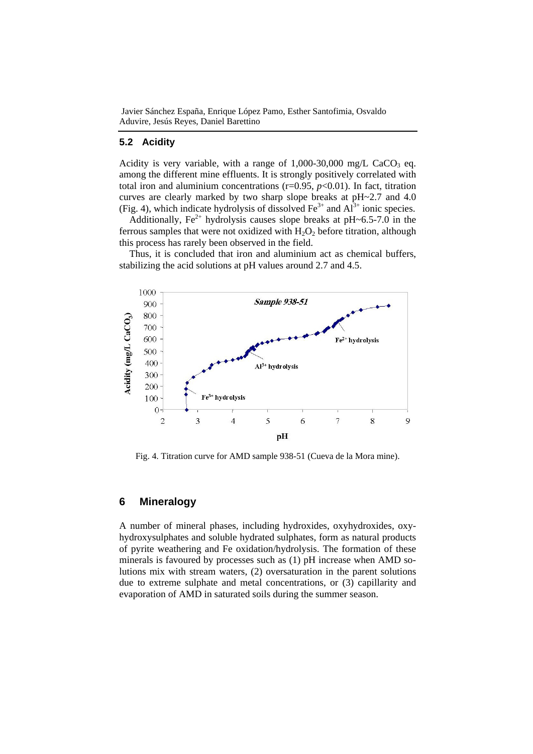## 5.2 Acidity

Acidity is very variable, with a range of 1,000-30,000 mg/L $CaCO_3$ eq. among the different mine effluents. It is strongly positively correlated with total iron and aluminium concentrations (r=0.95, *p*<0.01). In fact, titration curves are clearly marked by two sharp slope breaks at pH~2.7 and 4.0 (Fig. 4), which indicate hydrolysis of dissolved $Fe^{3+}$ and $Al^{3+}$ ionic species.

Additionally, $Fe^{2+}$ hydrolysis causes slope breaks at pH~6.5-7.0 in the ferrous samples that were not oxidized with $H_2O_2$ before titration, although this process has rarely been observed in the field.

Thus, it is concluded that iron and aluminium act as chemical buffers, stabilizing the acid solutions at pH values around 2.7 and 4.5.

*Sample 938-51*

Acidity (mg/L $CaCO_3$)

1000
900
800
700
600
500
400
300
200
100
0

2
3
4
5
6
7
8
9

pH

$Fe^{3+}$ hydrolysis

$Al^{3+}$ hydrolysis

$Fe^{2+}$ hydrolysis

Fig. 4. Titration curve for AMD sample 938-51 (Cueva de la Mora mine).

## 6 Mineralogy

A number of mineral phases, including hydroxides, oxyhydroxides, oxy-hydroxysulphates and soluble hydrated sulphates, form as natural products of pyrite weathering and Fe oxidation/hydrolysis. The formation of these minerals is favoured by processes such as (1) pH increase when AMD solutions mix with stream waters, (2) oversaturation in the parent solutions due to extreme sulphate and metal concentrations, or (3) capillarity and evaporation of AMD in saturated soils during the summer season.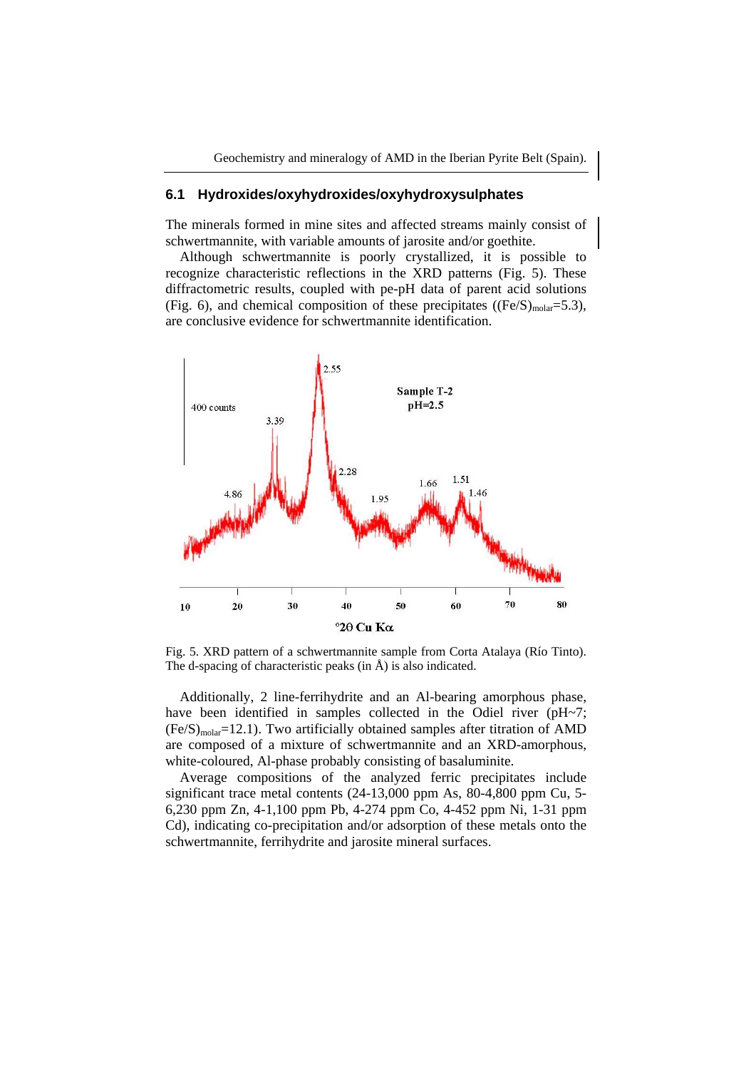## 6.1 Hydroxides/oxyhydroxides/oxyhydroxysulphates

The minerals formed in mine sites and affected streams mainly consist of schwertmannite, with variable amounts of jarosite and/or goethite.

Although schwertmannite is poorly crystallized, it is possible to recognize characteristic reflections in the XRD patterns (Fig. 5). These diffractometric results, coupled with pe-pH data of parent acid solutions (Fig. 6), and chemical composition of these precipitates ($(Fe/S)_{molar}$=5.3), are conclusive evidence for schwertmannite identification.

400 counts

Sample T-2
pH=2.5

4.86
3.39
2.55
2.28
1.95
1.66
1.51
1.46

10
20
30
40
50
60
70
80

°2θ Cu Kα

Fig. 5. XRD pattern of a schwertmannite sample from Corta Atalaya (Río Tinto). The d-spacing of characteristic peaks (in Å) is also indicated.

Additionally, 2 line-ferrihydrite and an Al-bearing amorphous phase, have been identified in samples collected in the Odiel river (pH~7; $(Fe/S)_{molar}$=12.1). Two artificially obtained samples after titration of AMD are composed of a mixture of schwertmannite and an XRD-amorphous, white-coloured, Al-phase probably consisting of basaluminite.

Average compositions of the analyzed ferric precipitates include significant trace metal contents (24-13,000 ppm As, 80-4,800 ppm Cu, 5-6,230 ppm Zn, 4-1,100 ppm Pb, 4-274 ppm Co, 4-452 ppm Ni, 1-31 ppm Cd), indicating co-precipitation and/or adsorption of these metals onto the schwertmannite, ferrihydrite and jarosite mineral surfaces.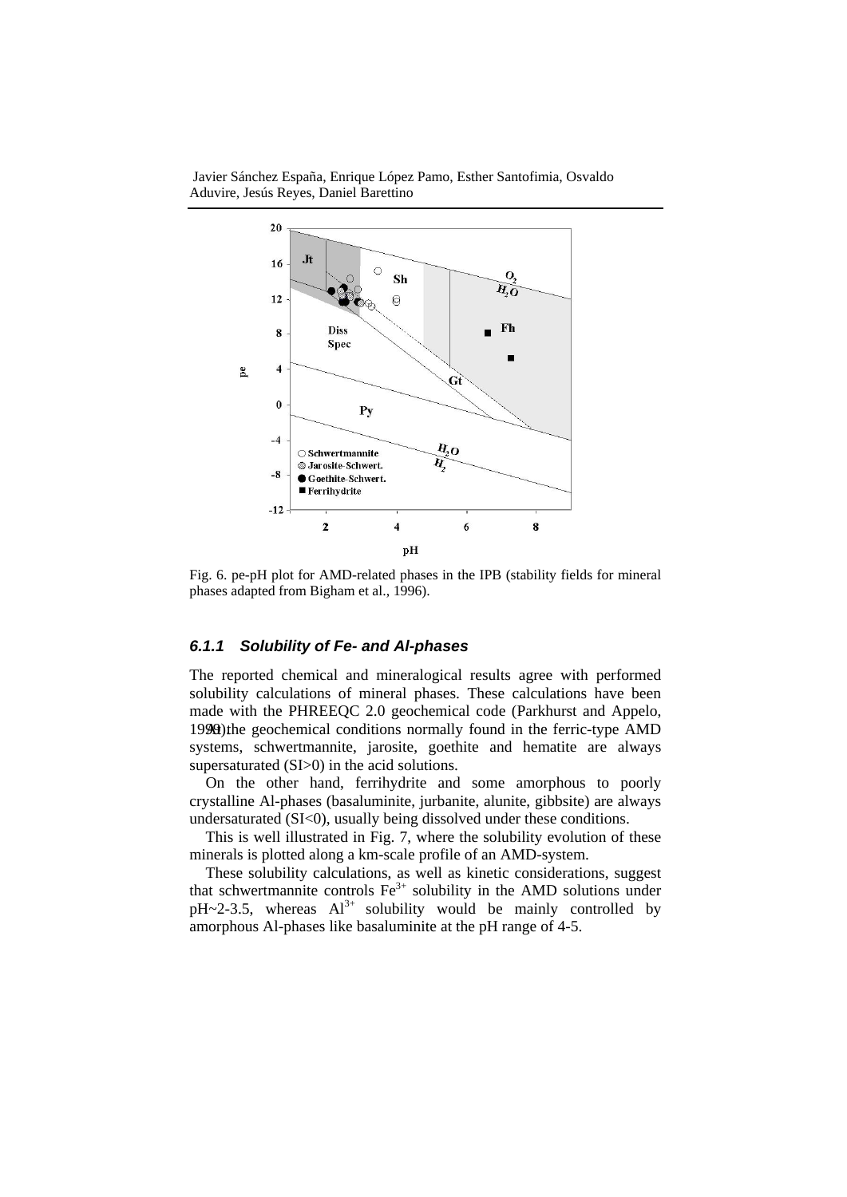20

16

12

8

4

0

-4

-8

-12

pe

2

4

6

8

pH

Jt

Sh

Diss

Spec

Py

Gt

Fh

$O_2$

$H_2O$

$H_2O$

$H_2$

○ Schwertmannite

Jarosite-Schwert.

● Goethite-Schwert.

■ Ferrihydrite

Fig. 6. pe-pH plot for AMD-related phases in the IPB (stability fields for mineral phases adapted from Bigham et al., 1996).

### *6.1.1 Solubility of Fe- and Al-phases*

The reported chemical and mineralogical results agree with performed solubility calculations of mineral phases. These calculations have been made with the PHREEQC 2.0 geochemical code (Parkhurst and Appelo, 1999). In the geochemical conditions normally found in the ferric-type AMD systems, schwertmannite, jarosite, goethite and hematite are always supersaturated (SI>0) in the acid solutions.

On the other hand, ferrihydrite and some amorphous to poorly crystalline Al-phases (basaluminite, jurbanite, alunite, gibbsite) are always undersaturated (SI<0), usually being dissolved under these conditions.

This is well illustrated in Fig. 7, where the solubility evolution of these minerals is plotted along a km-scale profile of an AMD-system.

These solubility calculations, as well as kinetic considerations, suggest that schwertmannite controls $Fe^{3+}$ solubility in the AMD solutions under pH~2-3.5, whereas $Al^{3+}$ solubility would be mainly controlled by amorphous Al-phases like basaluminite at the pH range of 4-5.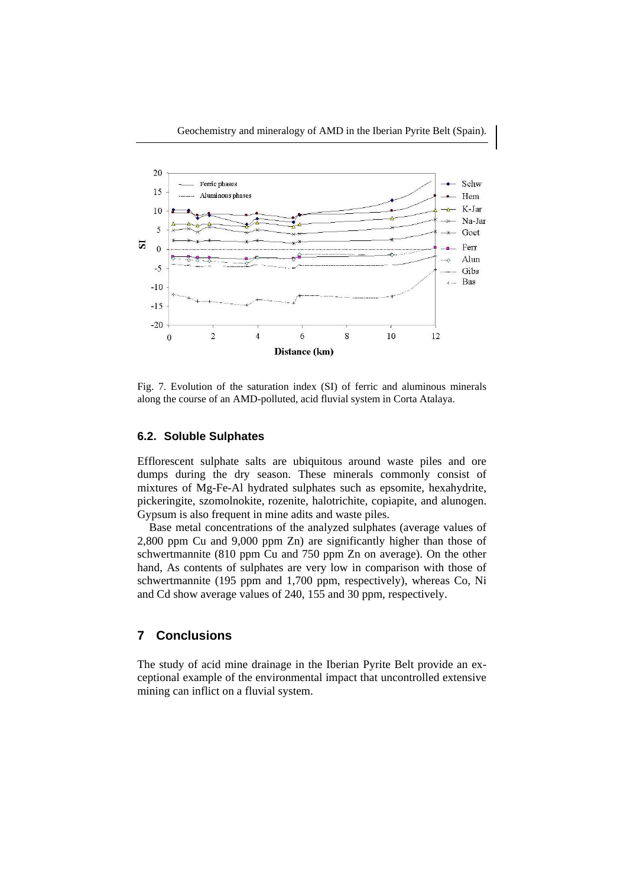20
15
10
5
0
-5
-10
-15
-20

SI

0
2
4
6
8
10
12

Distance (km)

Ferric phases
Aluminous phases

Schw
Hem
K-Jar
Na-Jar
Goet
Ferr
Alun
Gibs
Bas

Fig. 7. Evolution of the saturation index (SI) of ferric and aluminous minerals along the course of an AMD-polluted, acid fluvial system in Corta Atalaya.

### 6.2. Soluble Sulphates

Efflorescent sulphate salts are ubiquitous around waste piles and ore dumps during the dry season. These minerals commonly consist of mixtures of Mg-Fe-Al hydrated sulphates such as epsomite, hexahydrite, pickeringite, szomolnokite, rozenite, halotrichite, copiapite, and alunogen. Gypsum is also frequent in mine adits and waste piles.

Base metal concentrations of the analyzed sulphates (average values of 2,800 ppm Cu and 9,000 ppm Zn) are significantly higher than those of schwertmannite (810 ppm Cu and 750 ppm Zn on average). On the other hand, As contents of sulphates are very low in comparison with those of schwertmannite (195 ppm and 1,700 ppm, respectively), whereas Co, Ni and Cd show average values of 240, 155 and 30 ppm, respectively.

## 7 Conclusions

The study of acid mine drainage in the Iberian Pyrite Belt provide an exceptional example of the environmental impact that uncontrolled extensive mining can inflict on a fluvial system.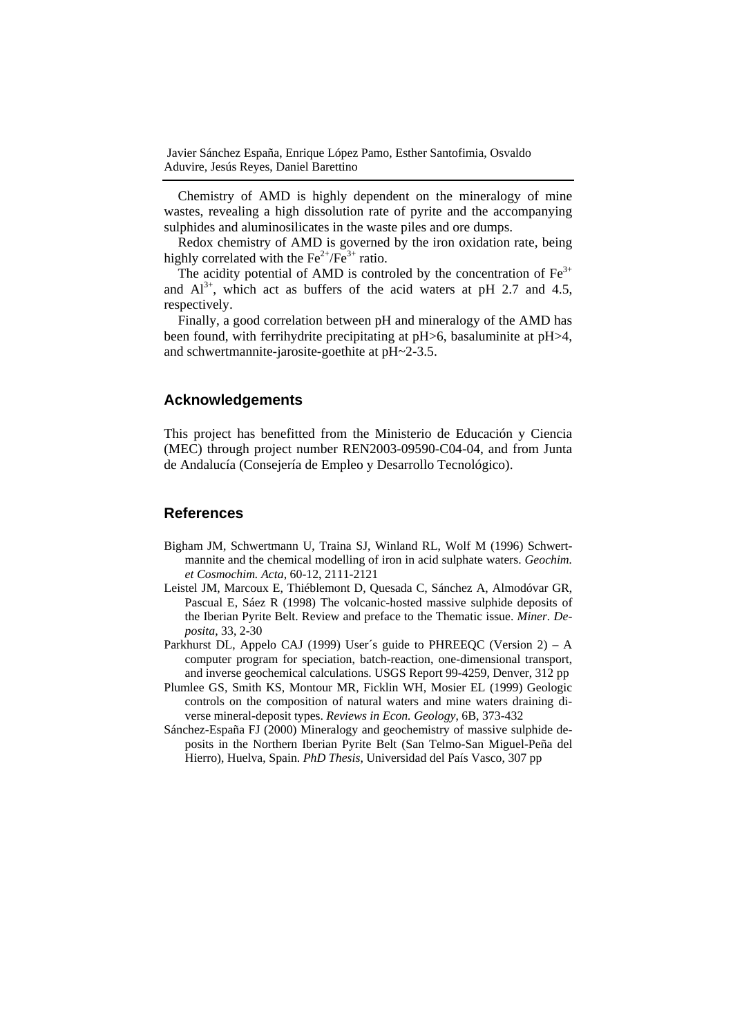Chemistry of AMD is highly dependent on the mineralogy of mine wastes, revealing a high dissolution rate of pyrite and the accompanying sulphides and aluminosilicates in the waste piles and ore dumps.

Redox chemistry of AMD is governed by the iron oxidation rate, being highly correlated with the $Fe^{2+}/Fe^{3+}$ ratio.

The acidity potential of AMD is controled by the concentration of $Fe^{3+}$ and $Al^{3+}$, which act as buffers of the acid waters at pH 2.7 and 4.5, respectively.

Finally, a good correlation between pH and mineralogy of the AMD has been found, with ferrihydrite precipitating at pH>6, basaluminite at pH>4, and schwertmannite-jarosite-goethite at pH~2-3.5.

## Acknowledgements

This project has benefitted from the Ministerio de Educación y Ciencia (MEC) through project number REN2003-09590-C04-04, and from Junta de Andalucía (Consejería de Empleo y Desarrollo Tecnológico).

## References

Bigham JM, Schwertmann U, Traina SJ, Winland RL, Wolf M (1996) Schwertmannite and the chemical modelling of iron in acid sulphate waters. *Geochim. et Cosmochim. Acta*, 60-12, 2111-2121

Leistel JM, Marcoux E, Thiéblemont D, Quesada C, Sánchez A, Almodóvar GR, Pascual E, Sáez R (1998) The volcanic-hosted massive sulphide deposits of the Iberian Pyrite Belt. Review and preface to the Thematic issue. *Miner. Deposita*, 33, 2-30

Parkhurst DL, Appelo CAJ (1999) User´s guide to PHREEQC (Version 2) – A computer program for speciation, batch-reaction, one-dimensional transport, and inverse geochemical calculations. USGS Report 99-4259, Denver, 312 pp

Plumlee GS, Smith KS, Montour MR, Ficklin WH, Mosier EL (1999) Geologic controls on the composition of natural waters and mine waters draining diverse mineral-deposit types. *Reviews in Econ. Geology*, 6B, 373-432

Sánchez-España FJ (2000) Mineralogy and geochemistry of massive sulphide deposits in the Northern Iberian Pyrite Belt (San Telmo-San Miguel-Peña del Hierro), Huelva, Spain. *PhD Thesis*, Universidad del País Vasco, 307 pp